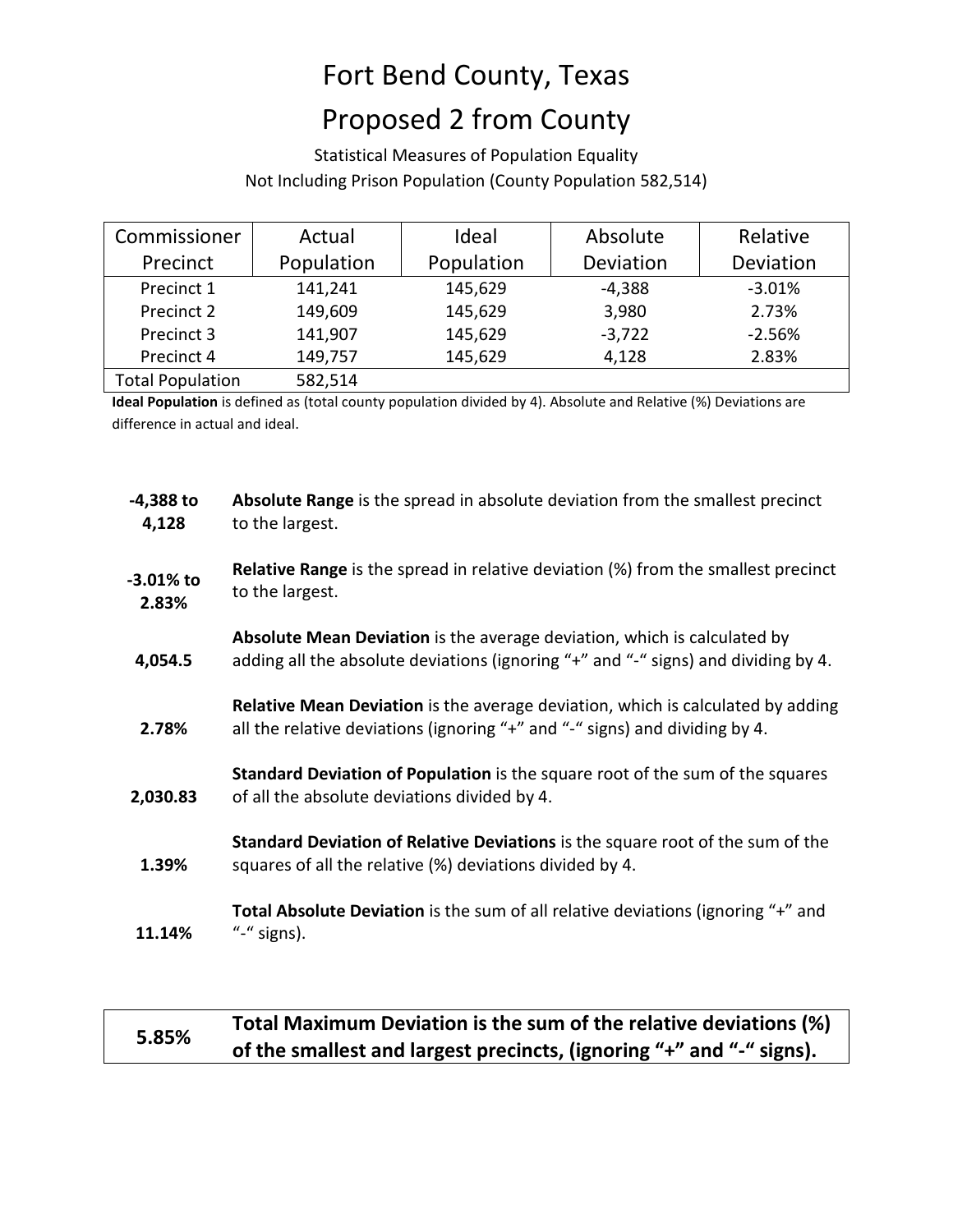# Fort Bend County, Texas

# Proposed 2 from County

Statistical Measures of Population Equality

Not Including Prison Population (County Population 582,514)

| Commissioner Precinct | Actual Population | Ideal Population | Absolute Deviation | Relative Deviation |
|---|---|---|---|---|
| Precinct 1 | 141,241 | 145,629 | -4,388 | -3.01% |
| Precinct 2 | 149,609 | 145,629 | 3,980 | 2.73% |
| Precinct 3 | 141,907 | 145,629 | -3,722 | -2.56% |
| Precinct 4 | 149,757 | 145,629 | 4,128 | 2.83% |
| Total Population | 582,514 | | | |

**Ideal Population** is defined as (total county population divided by 4). Absolute and Relative (%) Deviations are difference in actual and ideal.

**-4,388 to 4,128** — **Absolute Range** is the spread in absolute deviation from the smallest precinct to the largest.

**-3.01% to 2.83%** — **Relative Range** is the spread in relative deviation (%) from the smallest precinct to the largest.

**4,054.5** — **Absolute Mean Deviation** is the average deviation, which is calculated by adding all the absolute deviations (ignoring "+" and "-" signs) and dividing by 4.

**2.78%** — **Relative Mean Deviation** is the average deviation, which is calculated by adding all the relative deviations (ignoring "+" and "-" signs) and dividing by 4.

**2,030.83** — **Standard Deviation of Population** is the square root of the sum of the squares of all the absolute deviations divided by 4.

**1.39%** — **Standard Deviation of Relative Deviations** is the square root of the sum of the squares of all the relative (%) deviations divided by 4.

**11.14%** — **Total Absolute Deviation** is the sum of all relative deviations (ignoring "+" and "-" signs).

| 5.85% | **Total Maximum Deviation is the sum of the relative deviations (%) of the smallest and largest precincts, (ignoring "+" and "-" signs).** |
|---|---|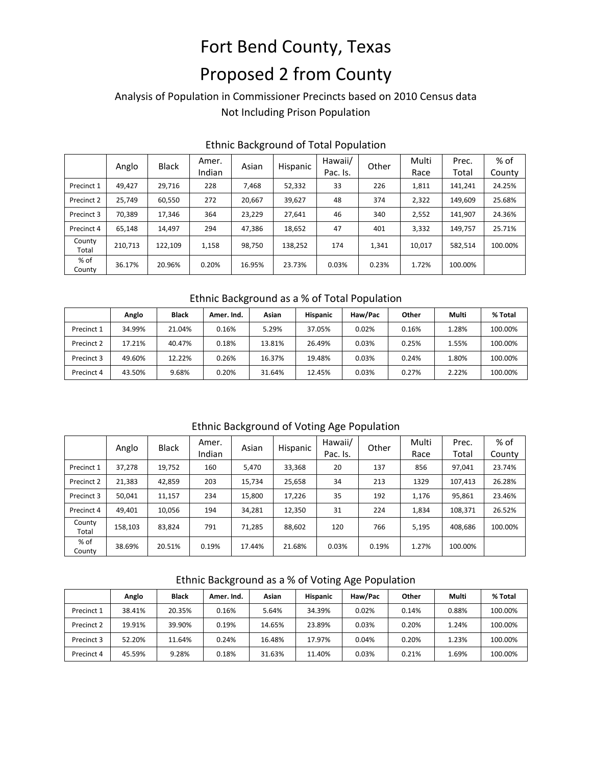# Fort Bend County, Texas

# Proposed 2 from County

### Analysis of Population in Commissioner Precincts based on 2010 Census data
### Not Including Prison Population

#### Ethnic Background of Total Population

| | Anglo | Black | Amer. Indian | Asian | Hispanic | Hawaii/ Pac. Is. | Other | Multi Race | Prec. Total | % of County |
|---|---|---|---|---|---|---|---|---|---|---|
| Precinct 1 | 49,427 | 29,716 | 228 | 7,468 | 52,332 | 33 | 226 | 1,811 | 141,241 | 24.25% |
| Precinct 2 | 25,749 | 60,550 | 272 | 20,667 | 39,627 | 48 | 374 | 2,322 | 149,609 | 25.68% |
| Precinct 3 | 70,389 | 17,346 | 364 | 23,229 | 27,641 | 46 | 340 | 2,552 | 141,907 | 24.36% |
| Precinct 4 | 65,148 | 14,497 | 294 | 47,386 | 18,652 | 47 | 401 | 3,332 | 149,757 | 25.71% |
| County Total | 210,713 | 122,109 | 1,158 | 98,750 | 138,252 | 174 | 1,341 | 10,017 | 582,514 | 100.00% |
| % of County | 36.17% | 20.96% | 0.20% | 16.95% | 23.73% | 0.03% | 0.23% | 1.72% | 100.00% | |

#### Ethnic Background as a % of Total Population

| | Anglo | Black | Amer. Ind. | Asian | Hispanic | Haw/Pac | Other | Multi | % Total |
|---|---|---|---|---|---|---|---|---|---|
| Precinct 1 | 34.99% | 21.04% | 0.16% | 5.29% | 37.05% | 0.02% | 0.16% | 1.28% | 100.00% |
| Precinct 2 | 17.21% | 40.47% | 0.18% | 13.81% | 26.49% | 0.03% | 0.25% | 1.55% | 100.00% |
| Precinct 3 | 49.60% | 12.22% | 0.26% | 16.37% | 19.48% | 0.03% | 0.24% | 1.80% | 100.00% |
| Precinct 4 | 43.50% | 9.68% | 0.20% | 31.64% | 12.45% | 0.03% | 0.27% | 2.22% | 100.00% |

#### Ethnic Background of Voting Age Population

| | Anglo | Black | Amer. Indian | Asian | Hispanic | Hawaii/ Pac. Is. | Other | Multi Race | Prec. Total | % of County |
|---|---|---|---|---|---|---|---|---|---|---|
| Precinct 1 | 37,278 | 19,752 | 160 | 5,470 | 33,368 | 20 | 137 | 856 | 97,041 | 23.74% |
| Precinct 2 | 21,383 | 42,859 | 203 | 15,734 | 25,658 | 34 | 213 | 1329 | 107,413 | 26.28% |
| Precinct 3 | 50,041 | 11,157 | 234 | 15,800 | 17,226 | 35 | 192 | 1,176 | 95,861 | 23.46% |
| Precinct 4 | 49,401 | 10,056 | 194 | 34,281 | 12,350 | 31 | 224 | 1,834 | 108,371 | 26.52% |
| County Total | 158,103 | 83,824 | 791 | 71,285 | 88,602 | 120 | 766 | 5,195 | 408,686 | 100.00% |
| % of County | 38.69% | 20.51% | 0.19% | 17.44% | 21.68% | 0.03% | 0.19% | 1.27% | 100.00% | |

#### Ethnic Background as a % of Voting Age Population

| | Anglo | Black | Amer. Ind. | Asian | Hispanic | Haw/Pac | Other | Multi | % Total |
|---|---|---|---|---|---|---|---|---|---|
| Precinct 1 | 38.41% | 20.35% | 0.16% | 5.64% | 34.39% | 0.02% | 0.14% | 0.88% | 100.00% |
| Precinct 2 | 19.91% | 39.90% | 0.19% | 14.65% | 23.89% | 0.03% | 0.20% | 1.24% | 100.00% |
| Precinct 3 | 52.20% | 11.64% | 0.24% | 16.48% | 17.97% | 0.04% | 0.20% | 1.23% | 100.00% |
| Precinct 4 | 45.59% | 9.28% | 0.18% | 31.63% | 11.40% | 0.03% | 0.21% | 1.69% | 100.00% |